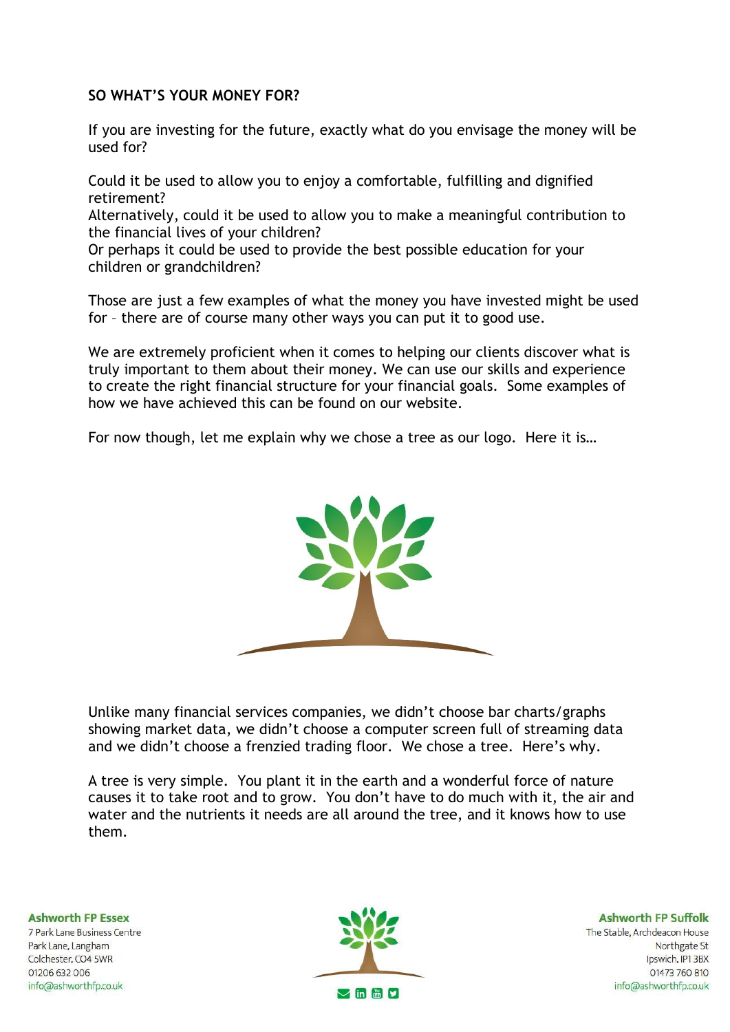## SO WHAT'S YOUR MONEY FOR?

If you are investing for the future, exactly what do you envisage the money will be used for?

Could it be used to allow you to enjoy a comfortable, fulfilling and dignified retirement?
Alternatively, could it be used to allow you to make a meaningful contribution to the financial lives of your children?
Or perhaps it could be used to provide the best possible education for your children or grandchildren?

Those are just a few examples of what the money you have invested might be used for – there are of course many other ways you can put it to good use.

We are extremely proficient when it comes to helping our clients discover what is truly important to them about their money. We can use our skills and experience to create the right financial structure for your financial goals. Some examples of how we have achieved this can be found on our website.

For now though, let me explain why we chose a tree as our logo. Here it is…

Unlike many financial services companies, we didn't choose bar charts/graphs showing market data, we didn't choose a computer screen full of streaming data and we didn't choose a frenzied trading floor. We chose a tree. Here's why.

A tree is very simple. You plant it in the earth and a wonderful force of nature causes it to take root and to grow. You don't have to do much with it, the air and water and the nutrients it needs are all around the tree, and it knows how to use them.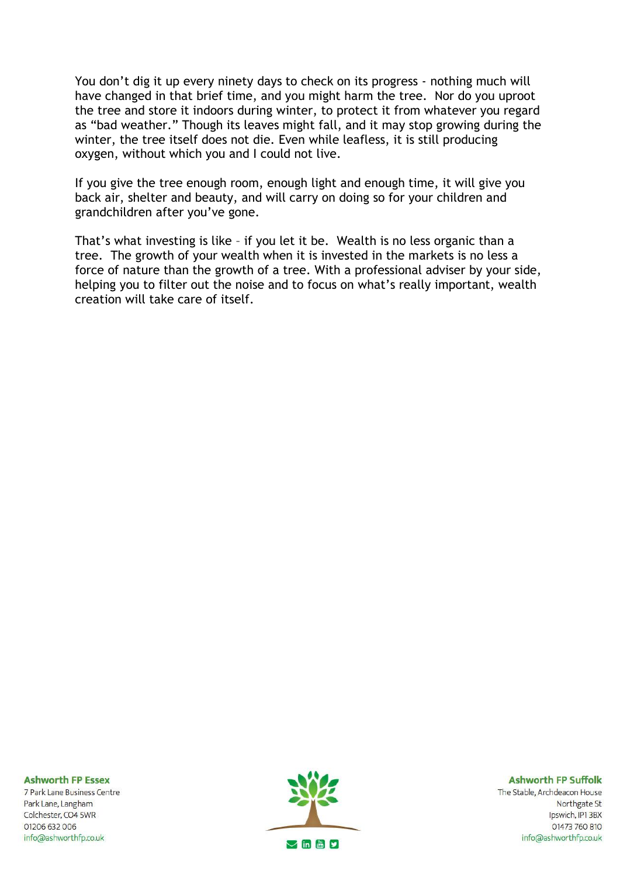You don't dig it up every ninety days to check on its progress - nothing much will have changed in that brief time, and you might harm the tree. Nor do you uproot the tree and store it indoors during winter, to protect it from whatever you regard as "bad weather." Though its leaves might fall, and it may stop growing during the winter, the tree itself does not die. Even while leafless, it is still producing oxygen, without which you and I could not live.

If you give the tree enough room, enough light and enough time, it will give you back air, shelter and beauty, and will carry on doing so for your children and grandchildren after you've gone.

That's what investing is like – if you let it be. Wealth is no less organic than a tree. The growth of your wealth when it is invested in the markets is no less a force of nature than the growth of a tree. With a professional adviser by your side, helping you to filter out the noise and to focus on what's really important, wealth creation will take care of itself.